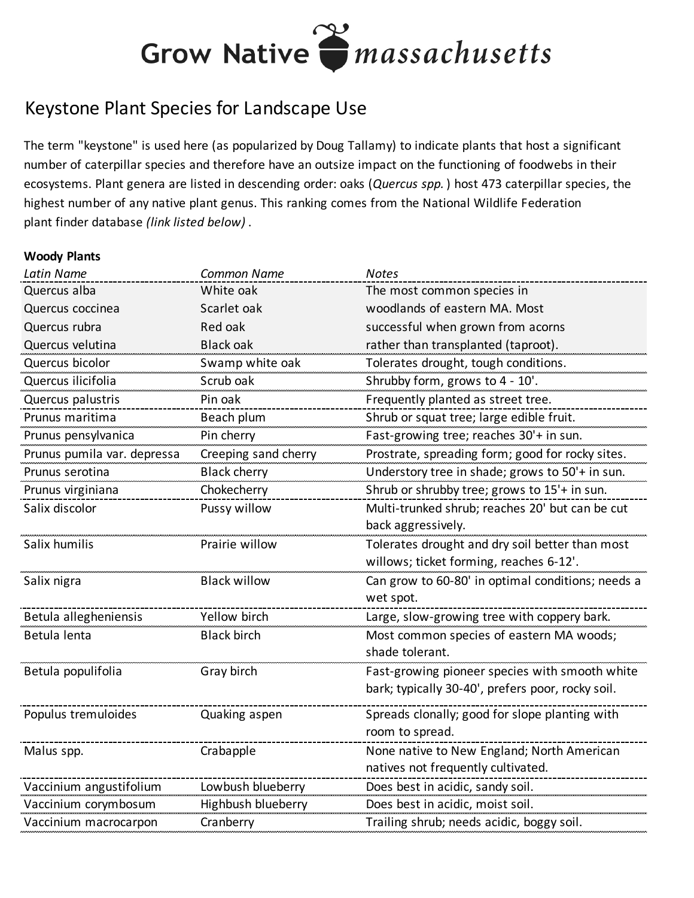# Grow Native *massachusetts*

## Keystone Plant Species for Landscape Use

The term "keystone" is used here (as popularized by Doug Tallamy) to indicate plants that host a significant number of caterpillar species and therefore have an outsize impact on the functioning of foodwebs in their ecosystems. Plant genera are listed in descending order: oaks (*Quercus spp.* ) host 473 caterpillar species, the highest number of any native plant genus. This ranking comes from the National Wildlife Federation plant finder database *(link listed below)* .

### Woody Plants

| *Latin Name* | *Common Name* | *Notes* |
|---|---|---|
| Quercus alba | White oak | The most common species in woodlands of eastern MA. Most successful when grown from acorns rather than transplanted (taproot). |
| Quercus coccinea | Scarlet oak | |
| Quercus rubra | Red oak | |
| Quercus velutina | Black oak | |
| Quercus bicolor | Swamp white oak | Tolerates drought, tough conditions. |
| Quercus ilicifolia | Scrub oak | Shrubby form, grows to 4 - 10'. |
| Quercus palustris | Pin oak | Frequently planted as street tree. |
| Prunus maritima | Beach plum | Shrub or squat tree; large edible fruit. |
| Prunus pensylvanica | Pin cherry | Fast-growing tree; reaches 30'+ in sun. |
| Prunus pumila var. depressa | Creeping sand cherry | Prostrate, spreading form; good for rocky sites. |
| Prunus serotina | Black cherry | Understory tree in shade; grows to 50'+ in sun. |
| Prunus virginiana | Chokecherry | Shrub or shrubby tree; grows to 15'+ in sun. |
| Salix discolor | Pussy willow | Multi-trunked shrub; reaches 20' but can be cut back aggressively. |
| Salix humilis | Prairie willow | Tolerates drought and dry soil better than most willows; ticket forming, reaches 6-12'. |
| Salix nigra | Black willow | Can grow to 60-80' in optimal conditions; needs a wet spot. |
| Betula allegheniensis | Yellow birch | Large, slow-growing tree with coppery bark. |
| Betula lenta | Black birch | Most common species of eastern MA woods; shade tolerant. |
| Betula populifolia | Gray birch | Fast-growing pioneer species with smooth white bark; typically 30-40', prefers poor, rocky soil. |
| Populus tremuloides | Quaking aspen | Spreads clonally; good for slope planting with room to spread. |
| Malus spp. | Crabapple | None native to New England; North American natives not frequently cultivated. |
| Vaccinium angustifolium | Lowbush blueberry | Does best in acidic, sandy soil. |
| Vaccinium corymbosum | Highbush blueberry | Does best in acidic, moist soil. |
| Vaccinium macrocarpon | Cranberry | Trailing shrub; needs acidic, boggy soil. |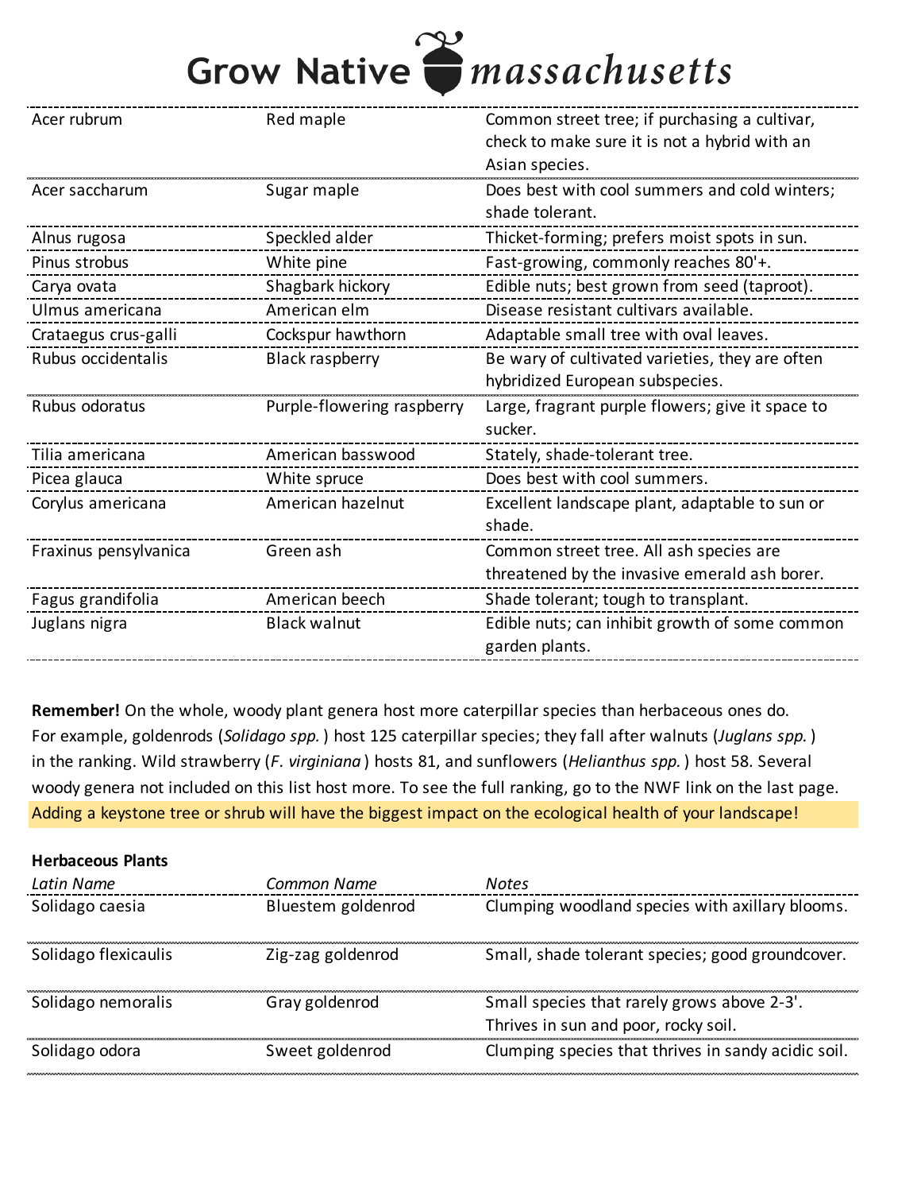| | | |
|---|---|---|
| Acer rubrum | Red maple | Common street tree; if purchasing a cultivar, check to make sure it is not a hybrid with an Asian species. |
| Acer saccharum | Sugar maple | Does best with cool summers and cold winters; shade tolerant. |
| Alnus rugosa | Speckled alder | Thicket-forming; prefers moist spots in sun. |
| Pinus strobus | White pine | Fast-growing, commonly reaches 80'+. |
| Carya ovata | Shagbark hickory | Edible nuts; best grown from seed (taproot). |
| Ulmus americana | American elm | Disease resistant cultivars available. |
| Crataegus crus-galli | Cockspur hawthorn | Adaptable small tree with oval leaves. |
| Rubus occidentalis | Black raspberry | Be wary of cultivated varieties, they are often hybridized European subspecies. |
| Rubus odoratus | Purple-flowering raspberry | Large, fragrant purple flowers; give it space to sucker. |
| Tilia americana | American basswood | Stately, shade-tolerant tree. |
| Picea glauca | White spruce | Does best with cool summers. |
| Corylus americana | American hazelnut | Excellent landscape plant, adaptable to sun or shade. |
| Fraxinus pensylvanica | Green ash | Common street tree. All ash species are threatened by the invasive emerald ash borer. |
| Fagus grandifolia | American beech | Shade tolerant; tough to transplant. |
| Juglans nigra | Black walnut | Edible nuts; can inhibit growth of some common garden plants. |

**Remember!** On the whole, woody plant genera host more caterpillar species than herbaceous ones do. For example, goldenrods (*Solidago spp.*) host 125 caterpillar species; they fall after walnuts (*Juglans spp.*) in the ranking. Wild strawberry (*F. virginiana*) hosts 81, and sunflowers (*Helianthus spp.*) host 58. Several woody genera not included on this list host more. To see the full ranking, go to the NWF link on the last page.

Adding a keystone tree or shrub will have the biggest impact on the ecological health of your landscape!

**Herbaceous Plants**

| *Latin Name* | *Common Name* | *Notes* |
|---|---|---|
| Solidago caesia | Bluestem goldenrod | Clumping woodland species with axillary blooms. |
| Solidago flexicaulis | Zig-zag goldenrod | Small, shade tolerant species; good groundcover. |
| Solidago nemoralis | Gray goldenrod | Small species that rarely grows above 2-3'. Thrives in sun and poor, rocky soil. |
| Solidago odora | Sweet goldenrod | Clumping species that thrives in sandy acidic soil. |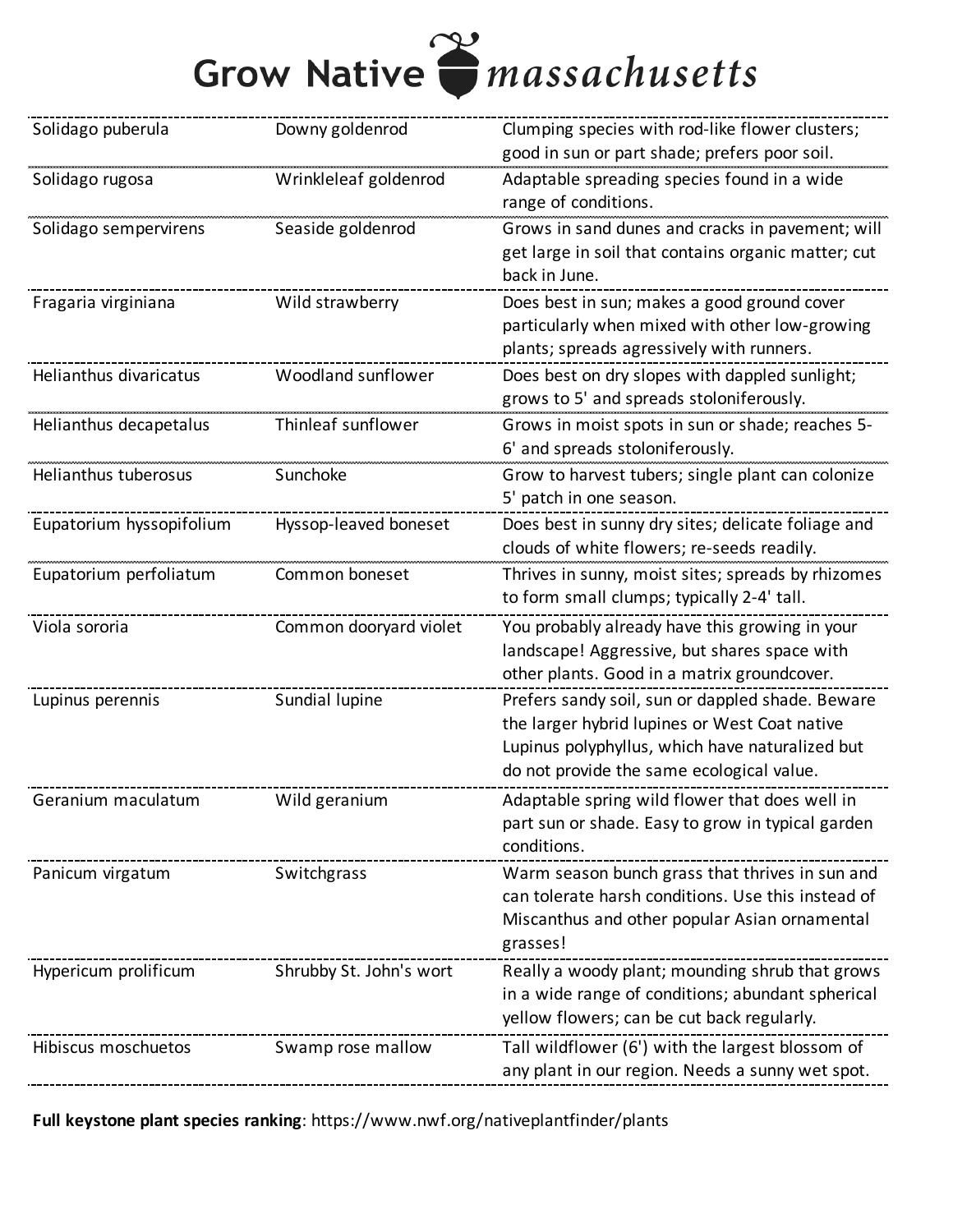# Grow Native massachusetts

| | | |
|---|---|---|
| Solidago puberula | Downy goldenrod | Clumping species with rod-like flower clusters; good in sun or part shade; prefers poor soil. |
| Solidago rugosa | Wrinkleleaf goldenrod | Adaptable spreading species found in a wide range of conditions. |
| Solidago sempervirens | Seaside goldenrod | Grows in sand dunes and cracks in pavement; will get large in soil that contains organic matter; cut back in June. |
| Fragaria virginiana | Wild strawberry | Does best in sun; makes a good ground cover particularly when mixed with other low-growing plants; spreads agressively with runners. |
| Helianthus divaricatus | Woodland sunflower | Does best on dry slopes with dappled sunlight; grows to 5' and spreads stoloniferously. |
| Helianthus decapetalus | Thinleaf sunflower | Grows in moist spots in sun or shade; reaches 5-6' and spreads stoloniferously. |
| Helianthus tuberosus | Sunchoke | Grow to harvest tubers; single plant can colonize 5' patch in one season. |
| Eupatorium hyssopifolium | Hyssop-leaved boneset | Does best in sunny dry sites; delicate foliage and clouds of white flowers; re-seeds readily. |
| Eupatorium perfoliatum | Common boneset | Thrives in sunny, moist sites; spreads by rhizomes to form small clumps; typically 2-4' tall. |
| Viola sororia | Common dooryard violet | You probably already have this growing in your landscape! Aggressive, but shares space with other plants. Good in a matrix groundcover. |
| Lupinus perennis | Sundial lupine | Prefers sandy soil, sun or dappled shade. Beware the larger hybrid lupines or West Coat native Lupinus polyphyllus, which have naturalized but do not provide the same ecological value. |
| Geranium maculatum | Wild geranium | Adaptable spring wild flower that does well in part sun or shade. Easy to grow in typical garden conditions. |
| Panicum virgatum | Switchgrass | Warm season bunch grass that thrives in sun and can tolerate harsh conditions. Use this instead of Miscanthus and other popular Asian ornamental grasses! |
| Hypericum prolificum | Shrubby St. John's wort | Really a woody plant; mounding shrub that grows in a wide range of conditions; abundant spherical yellow flowers; can be cut back regularly. |
| Hibiscus moschuetos | Swamp rose mallow | Tall wildflower (6') with the largest blossom of any plant in our region. Needs a sunny wet spot. |

**Full keystone plant species ranking**: https://www.nwf.org/nativeplantfinder/plants